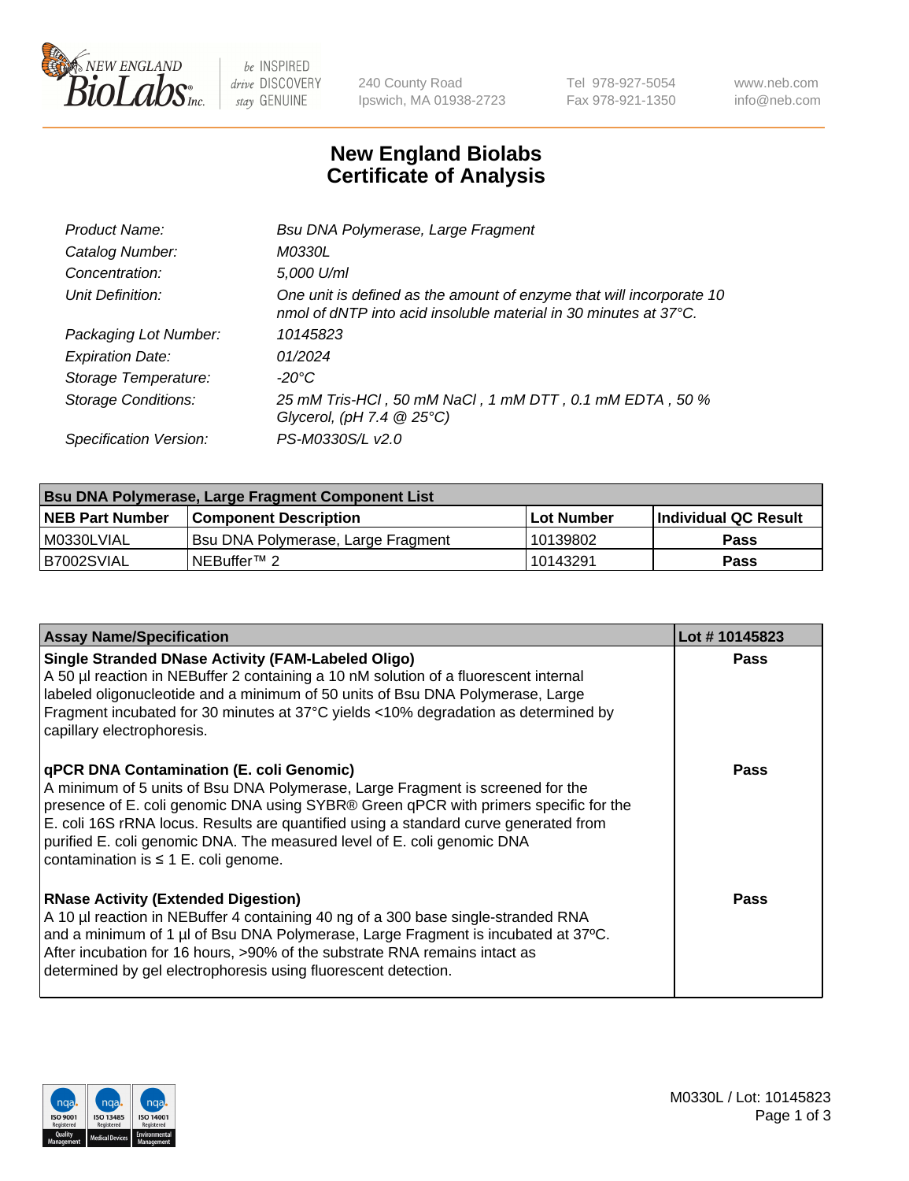New England BioLabs Inc. — be INSPIRED drive DISCOVERY stay GENUINE

240 County Road
Ipswich, MA 01938-2723

Tel 978-927-5054
Fax 978-921-1350

www.neb.com
info@neb.com

# New England Biolabs
# Certificate of Analysis

| | |
|---|---|
| *Product Name:* | *Bsu DNA Polymerase, Large Fragment* |
| *Catalog Number:* | *M0330L* |
| *Concentration:* | *5,000 U/ml* |
| *Unit Definition:* | *One unit is defined as the amount of enzyme that will incorporate 10 nmol of dNTP into acid insoluble material in 30 minutes at 37°C.* |
| *Packaging Lot Number:* | *10145823* |
| *Expiration Date:* | *01/2024* |
| *Storage Temperature:* | *-20°C* |
| *Storage Conditions:* | *25 mM Tris-HCl , 50 mM NaCl , 1 mM DTT , 0.1 mM EDTA , 50 % Glycerol, (pH 7.4 @ 25°C)* |
| *Specification Version:* | *PS-M0330S/L v2.0* |

| **Bsu DNA Polymerase, Large Fragment Component List** | | | |
|---|---|---|---|
| **NEB Part Number** | **Component Description** | **Lot Number** | **Individual QC Result** |
| M0330LVIAL | Bsu DNA Polymerase, Large Fragment | 10139802 | **Pass** |
| B7002SVIAL | NEBuffer™ 2 | 10143291 | **Pass** |

| **Assay Name/Specification** | **Lot # 10145823** |
|---|---|
| **Single Stranded DNase Activity (FAM-Labeled Oligo)** A 50 µl reaction in NEBuffer 2 containing a 10 nM solution of a fluorescent internal labeled oligonucleotide and a minimum of 50 units of Bsu DNA Polymerase, Large Fragment incubated for 30 minutes at 37°C yields <10% degradation as determined by capillary electrophoresis. | **Pass** |
| **qPCR DNA Contamination (E. coli Genomic)** A minimum of 5 units of Bsu DNA Polymerase, Large Fragment is screened for the presence of E. coli genomic DNA using SYBR® Green qPCR with primers specific for the E. coli 16S rRNA locus. Results are quantified using a standard curve generated from purified E. coli genomic DNA. The measured level of E. coli genomic DNA contamination is ≤ 1 E. coli genome. | **Pass** |
| **RNase Activity (Extended Digestion)** A 10 µl reaction in NEBuffer 4 containing 40 ng of a 300 base single-stranded RNA and a minimum of 1 µl of Bsu DNA Polymerase, Large Fragment is incubated at 37ºC. After incubation for 16 hours, >90% of the substrate RNA remains intact as determined by gel electrophoresis using fluorescent detection. | **Pass** |

ISO 9001 Registered Quality Management | ISO 13485 Registered Medical Devices | ISO 14001 Registered Environmental Management

M0330L / Lot: 10145823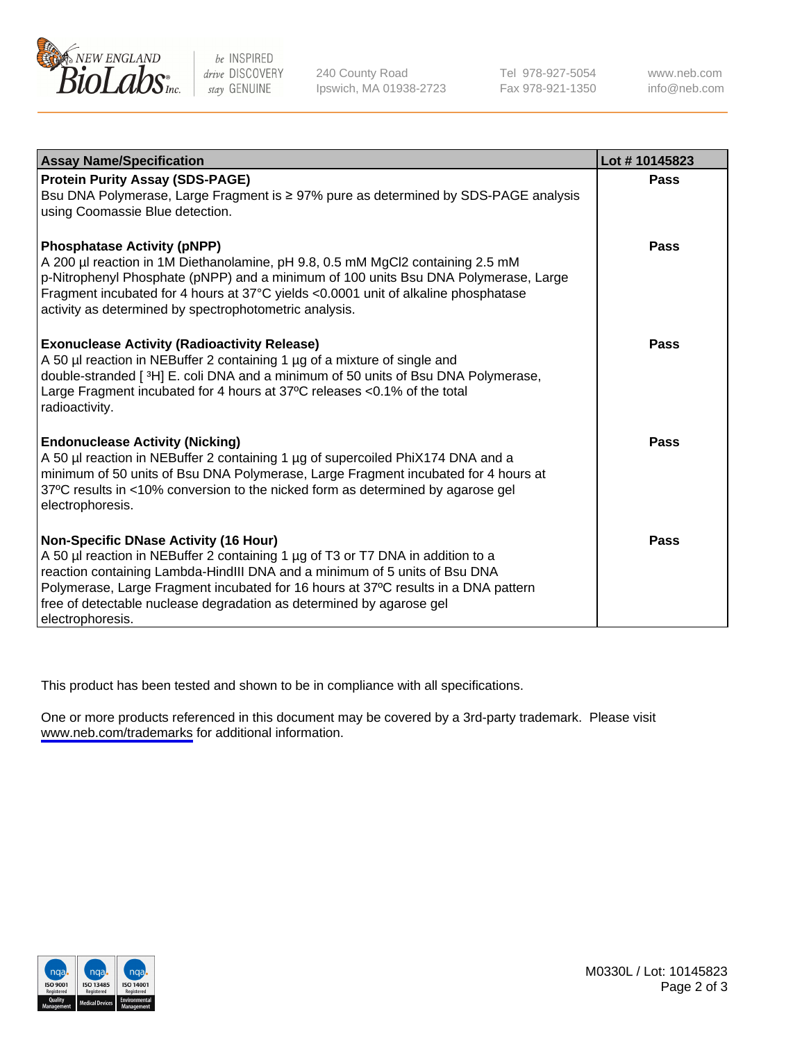| Assay Name/Specification | Lot # 10145823 |
|---|---|
| **Protein Purity Assay (SDS-PAGE)**<br>Bsu DNA Polymerase, Large Fragment is ≥ 97% pure as determined by SDS-PAGE analysis using Coomassie Blue detection. | **Pass** |
| **Phosphatase Activity (pNPP)**<br>A 200 µl reaction in 1M Diethanolamine, pH 9.8, 0.5 mM $MgCl_2$ containing 2.5 mM p-Nitrophenyl Phosphate (pNPP) and a minimum of 100 units Bsu DNA Polymerase, Large Fragment incubated for 4 hours at 37°C yields <0.0001 unit of alkaline phosphatase activity as determined by spectrophotometric analysis. | **Pass** |
| **Exonuclease Activity (Radioactivity Release)**<br>A 50 µl reaction in NEBuffer 2 containing 1 µg of a mixture of single and double-stranded [ $^3H$] E. coli DNA and a minimum of 50 units of Bsu DNA Polymerase, Large Fragment incubated for 4 hours at 37ºC releases <0.1% of the total radioactivity. | **Pass** |
| **Endonuclease Activity (Nicking)**<br>A 50 µl reaction in NEBuffer 2 containing 1 µg of supercoiled PhiX174 DNA and a minimum of 50 units of Bsu DNA Polymerase, Large Fragment incubated for 4 hours at 37ºC results in <10% conversion to the nicked form as determined by agarose gel electrophoresis. | **Pass** |
| **Non-Specific DNase Activity (16 Hour)**<br>A 50 µl reaction in NEBuffer 2 containing 1 µg of T3 or T7 DNA in addition to a reaction containing Lambda-HindIII DNA and a minimum of 5 units of Bsu DNA Polymerase, Large Fragment incubated for 16 hours at 37ºC results in a DNA pattern free of detectable nuclease degradation as determined by agarose gel electrophoresis. | **Pass** |

This product has been tested and shown to be in compliance with all specifications.

One or more products referenced in this document may be covered by a 3rd-party trademark. Please visit www.neb.com/trademarks for additional information.

M0330L / Lot: 10145823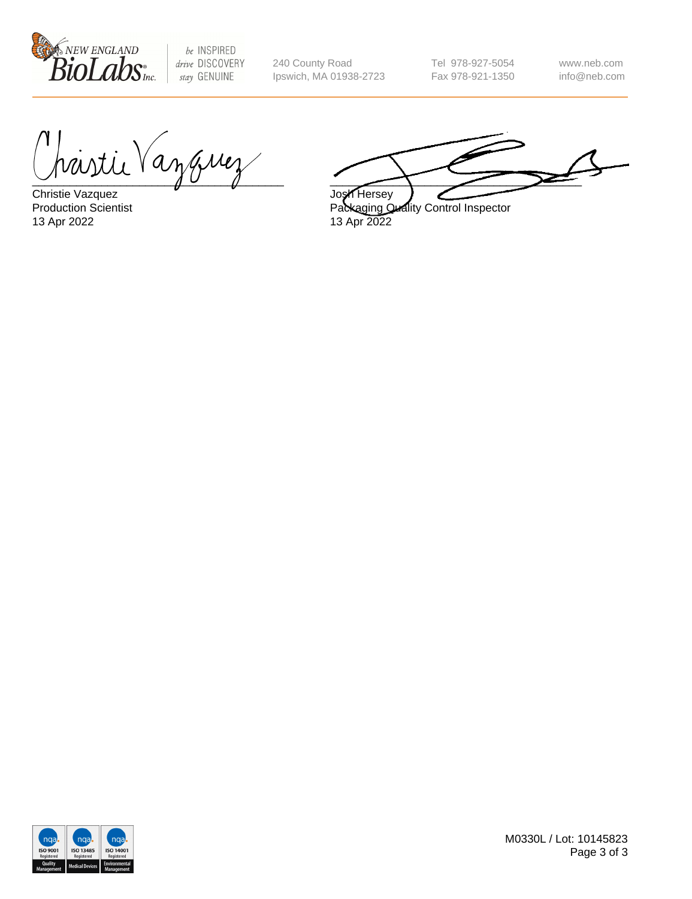Christie Vazquez
Production Scientist
13 Apr 2022

Josh Hersey
Packaging Quality Control Inspector
13 Apr 2022

M0330L / Lot: 10145823